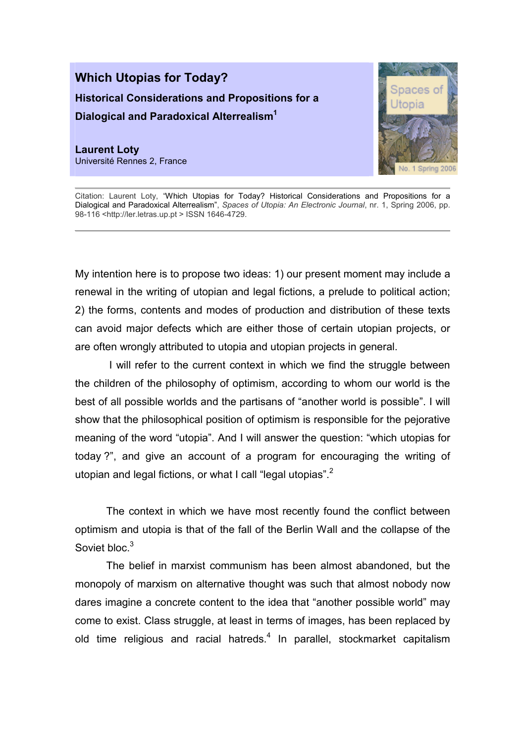# Which Utopias for Today?

## Historical Considerations and Propositions for a Dialogical and Paradoxical Alterrealism[1]

**Laurent Loty**
Université Rennes 2, France

Citation: Laurent Loty, "Which Utopias for Today? Historical Considerations and Propositions for a Dialogical and Paradoxical Alterrealism", *Spaces of Utopia: An Electronic Journal*, nr. 1, Spring 2006, pp. 98-116 <http://ler.letras.up.pt > ISSN 1646-4729.

---

My intention here is to propose two ideas: 1) our present moment may include a renewal in the writing of utopian and legal fictions, a prelude to political action; 2) the forms, contents and modes of production and distribution of these texts can avoid major defects which are either those of certain utopian projects, or are often wrongly attributed to utopia and utopian projects in general.

I will refer to the current context in which we find the struggle between the children of the philosophy of optimism, according to whom our world is the best of all possible worlds and the partisans of "another world is possible". I will show that the philosophical position of optimism is responsible for the pejorative meaning of the word "utopia". And I will answer the question: "which utopias for today ?", and give an account of a program for encouraging the writing of utopian and legal fictions, or what I call "legal utopias".[2]

The context in which we have most recently found the conflict between optimism and utopia is that of the fall of the Berlin Wall and the collapse of the Soviet bloc.[3]

The belief in marxist communism has been almost abandoned, but the monopoly of marxism on alternative thought was such that almost nobody now dares imagine a concrete content to the idea that "another possible world" may come to exist. Class struggle, at least in terms of images, has been replaced by old time religious and racial hatreds.[4] In parallel, stockmarket capitalism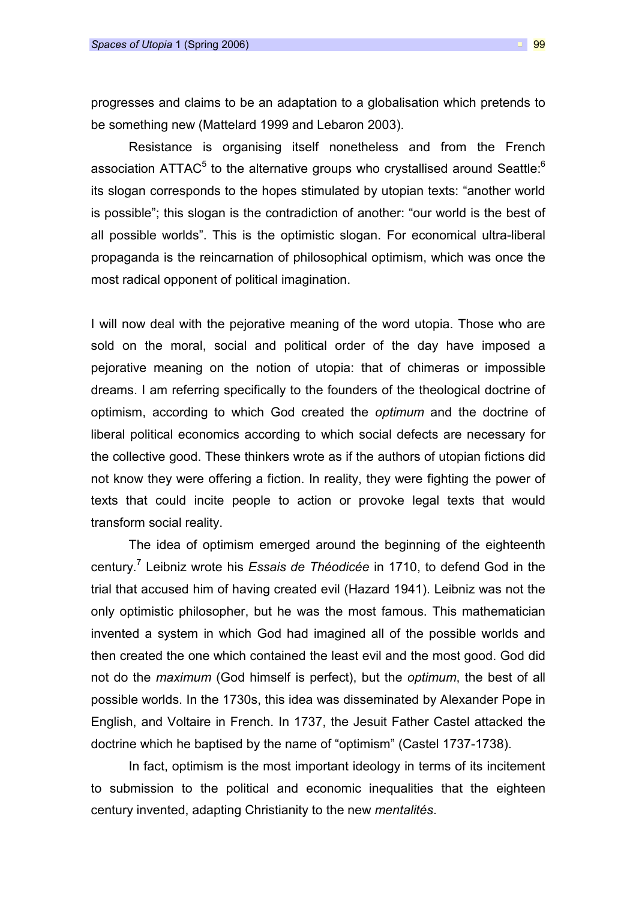progresses and claims to be an adaptation to a globalisation which pretends to be something new (Mattelard 1999 and Lebaron 2003).

Resistance is organising itself nonetheless and from the French association ATTAC[5] to the alternative groups who crystallised around Seattle:[6] its slogan corresponds to the hopes stimulated by utopian texts: "another world is possible"; this slogan is the contradiction of another: "our world is the best of all possible worlds". This is the optimistic slogan. For economical ultra-liberal propaganda is the reincarnation of philosophical optimism, which was once the most radical opponent of political imagination.

I will now deal with the pejorative meaning of the word utopia. Those who are sold on the moral, social and political order of the day have imposed a pejorative meaning on the notion of utopia: that of chimeras or impossible dreams. I am referring specifically to the founders of the theological doctrine of optimism, according to which God created the *optimum* and the doctrine of liberal political economics according to which social defects are necessary for the collective good. These thinkers wrote as if the authors of utopian fictions did not know they were offering a fiction. In reality, they were fighting the power of texts that could incite people to action or provoke legal texts that would transform social reality.

The idea of optimism emerged around the beginning of the eighteenth century.[7] Leibniz wrote his *Essais de Théodicée* in 1710, to defend God in the trial that accused him of having created evil (Hazard 1941). Leibniz was not the only optimistic philosopher, but he was the most famous. This mathematician invented a system in which God had imagined all of the possible worlds and then created the one which contained the least evil and the most good. God did not do the *maximum* (God himself is perfect), but the *optimum*, the best of all possible worlds. In the 1730s, this idea was disseminated by Alexander Pope in English, and Voltaire in French. In 1737, the Jesuit Father Castel attacked the doctrine which he baptised by the name of "optimism" (Castel 1737-1738).

In fact, optimism is the most important ideology in terms of its incitement to submission to the political and economic inequalities that the eighteen century invented, adapting Christianity to the new *mentalités*.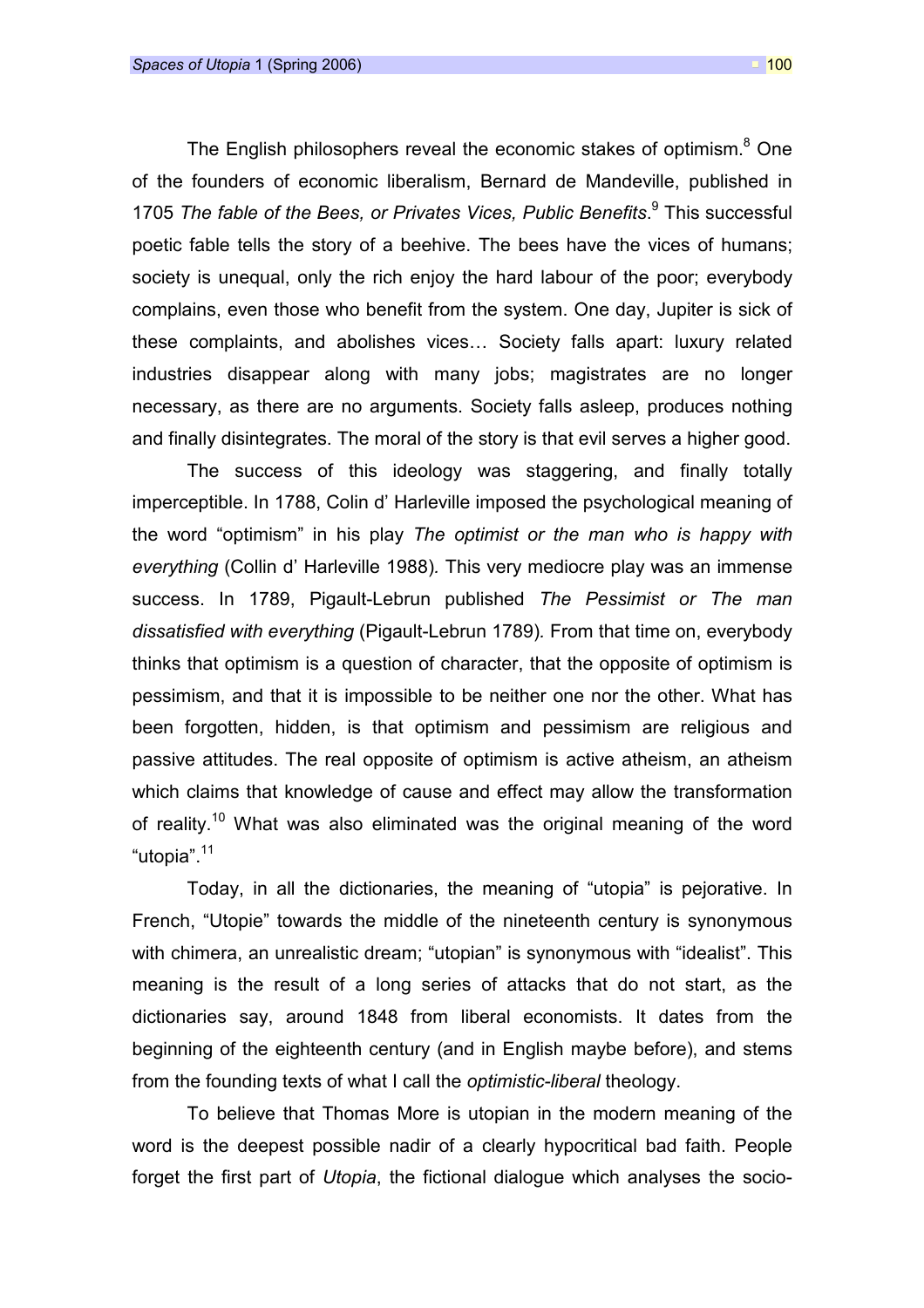The English philosophers reveal the economic stakes of optimism.[8] One of the founders of economic liberalism, Bernard de Mandeville, published in 1705 *The fable of the Bees, or Privates Vices, Public Benefits*.[9] This successful poetic fable tells the story of a beehive. The bees have the vices of humans; society is unequal, only the rich enjoy the hard labour of the poor; everybody complains, even those who benefit from the system. One day, Jupiter is sick of these complaints, and abolishes vices… Society falls apart: luxury related industries disappear along with many jobs; magistrates are no longer necessary, as there are no arguments. Society falls asleep, produces nothing and finally disintegrates. The moral of the story is that evil serves a higher good.

The success of this ideology was staggering, and finally totally imperceptible. In 1788, Colin d' Harleville imposed the psychological meaning of the word "optimism" in his play *The optimist or the man who is happy with everything* (Collin d' Harleville 1988). This very mediocre play was an immense success. In 1789, Pigault-Lebrun published *The Pessimist or The man dissatisfied with everything* (Pigault-Lebrun 1789). From that time on, everybody thinks that optimism is a question of character, that the opposite of optimism is pessimism, and that it is impossible to be neither one nor the other. What has been forgotten, hidden, is that optimism and pessimism are religious and passive attitudes. The real opposite of optimism is active atheism, an atheism which claims that knowledge of cause and effect may allow the transformation of reality.[10] What was also eliminated was the original meaning of the word "utopia".[11]

Today, in all the dictionaries, the meaning of "utopia" is pejorative. In French, "Utopie" towards the middle of the nineteenth century is synonymous with chimera, an unrealistic dream; "utopian" is synonymous with "idealist". This meaning is the result of a long series of attacks that do not start, as the dictionaries say, around 1848 from liberal economists. It dates from the beginning of the eighteenth century (and in English maybe before), and stems from the founding texts of what I call the *optimistic-liberal* theology.

To believe that Thomas More is utopian in the modern meaning of the word is the deepest possible nadir of a clearly hypocritical bad faith. People forget the first part of *Utopia*, the fictional dialogue which analyses the socio-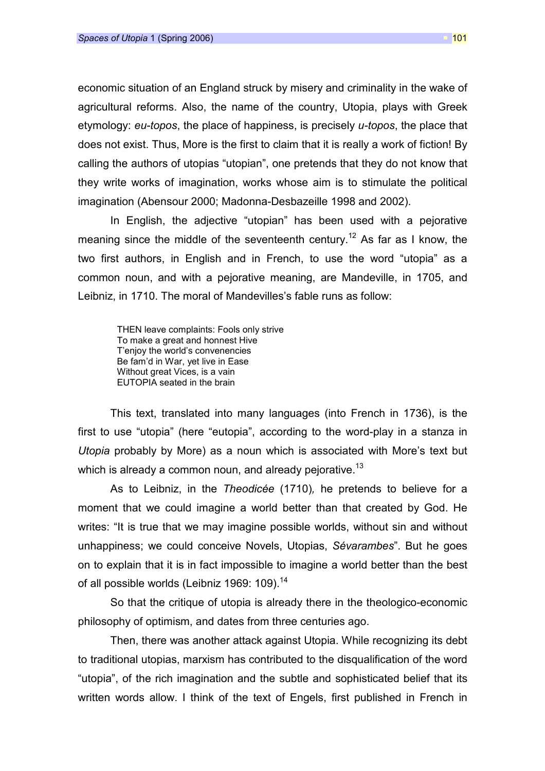economic situation of an England struck by misery and criminality in the wake of agricultural reforms. Also, the name of the country, Utopia, plays with Greek etymology: *eu-topos*, the place of happiness, is precisely *u-topos*, the place that does not exist. Thus, More is the first to claim that it is really a work of fiction! By calling the authors of utopias "utopian", one pretends that they do not know that they write works of imagination, works whose aim is to stimulate the political imagination (Abensour 2000; Madonna-Desbazeille 1998 and 2002).

In English, the adjective "utopian" has been used with a pejorative meaning since the middle of the seventeenth century.[12] As far as I know, the two first authors, in English and in French, to use the word "utopia" as a common noun, and with a pejorative meaning, are Mandeville, in 1705, and Leibniz, in 1710. The moral of Mandevilles's fable runs as follow:

> THEN leave complaints: Fools only strive
> To make a great and honnest Hive
> T'enjoy the world's convenencies
> Be fam'd in War, yet live in Ease
> Without great Vices, is a vain
> EUTOPIA seated in the brain

This text, translated into many languages (into French in 1736), is the first to use "utopia" (here "eutopia", according to the word-play in a stanza in *Utopia* probably by More) as a noun which is associated with More's text but which is already a common noun, and already pejorative.[13]

As to Leibniz, in the *Theodicée* (1710), he pretends to believe for a moment that we could imagine a world better than that created by God. He writes: "It is true that we may imagine possible worlds, without sin and without unhappiness; we could conceive Novels, Utopias, *Sévarambes*". But he goes on to explain that it is in fact impossible to imagine a world better than the best of all possible worlds (Leibniz 1969: 109).[14]

So that the critique of utopia is already there in the theologico-economic philosophy of optimism, and dates from three centuries ago.

Then, there was another attack against Utopia. While recognizing its debt to traditional utopias, marxism has contributed to the disqualification of the word "utopia", of the rich imagination and the subtle and sophisticated belief that its written words allow. I think of the text of Engels, first published in French in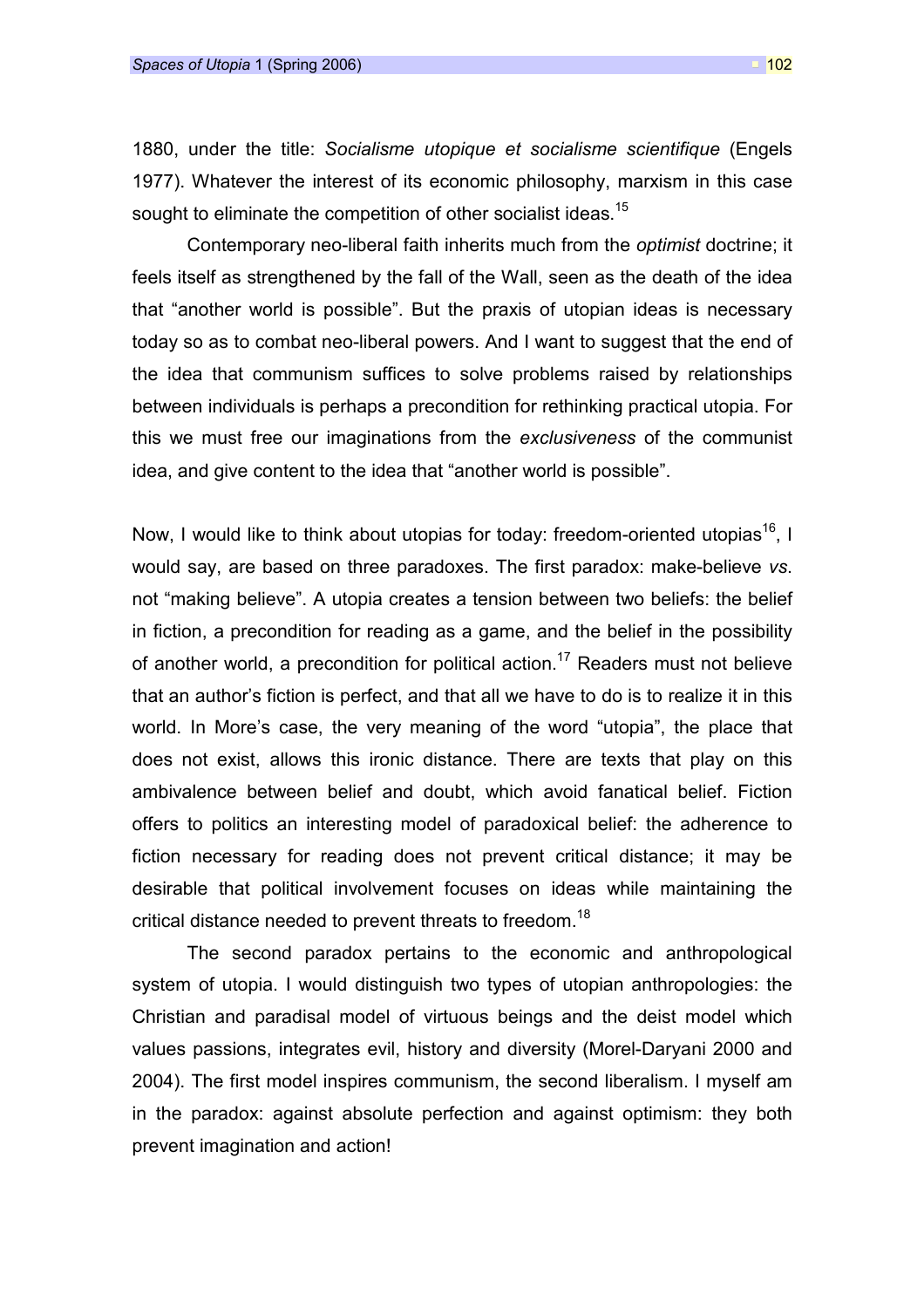1880, under the title: *Socialisme utopique et socialisme scientifique* (Engels 1977). Whatever the interest of its economic philosophy, marxism in this case sought to eliminate the competition of other socialist ideas.[15]

Contemporary neo-liberal faith inherits much from the *optimist* doctrine; it feels itself as strengthened by the fall of the Wall, seen as the death of the idea that "another world is possible". But the praxis of utopian ideas is necessary today so as to combat neo-liberal powers. And I want to suggest that the end of the idea that communism suffices to solve problems raised by relationships between individuals is perhaps a precondition for rethinking practical utopia. For this we must free our imaginations from the *exclusiveness* of the communist idea, and give content to the idea that "another world is possible".

Now, I would like to think about utopias for today: freedom-oriented utopias[16], I would say, are based on three paradoxes. The first paradox: make-believe *vs.* not "making believe". A utopia creates a tension between two beliefs: the belief in fiction, a precondition for reading as a game, and the belief in the possibility of another world, a precondition for political action.[17] Readers must not believe that an author's fiction is perfect, and that all we have to do is to realize it in this world. In More's case, the very meaning of the word "utopia", the place that does not exist, allows this ironic distance. There are texts that play on this ambivalence between belief and doubt, which avoid fanatical belief. Fiction offers to politics an interesting model of paradoxical belief: the adherence to fiction necessary for reading does not prevent critical distance; it may be desirable that political involvement focuses on ideas while maintaining the critical distance needed to prevent threats to freedom.[18]

The second paradox pertains to the economic and anthropological system of utopia. I would distinguish two types of utopian anthropologies: the Christian and paradisal model of virtuous beings and the deist model which values passions, integrates evil, history and diversity (Morel-Daryani 2000 and 2004). The first model inspires communism, the second liberalism. I myself am in the paradox: against absolute perfection and against optimism: they both prevent imagination and action!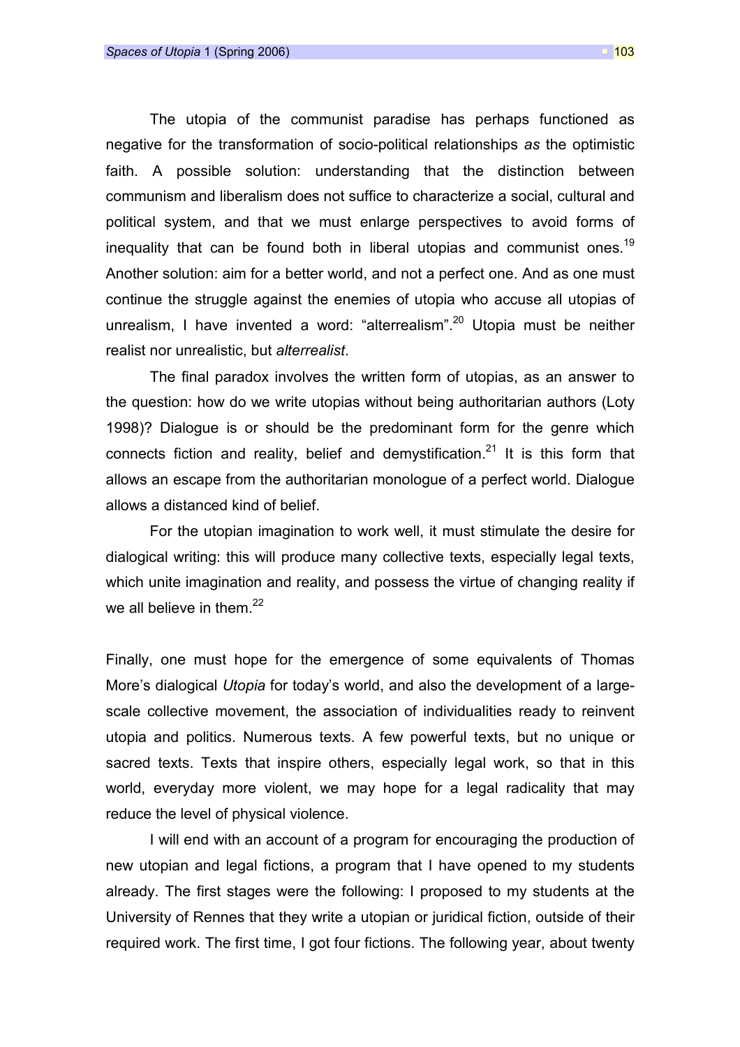The utopia of the communist paradise has perhaps functioned as negative for the transformation of socio-political relationships *as* the optimistic faith. A possible solution: understanding that the distinction between communism and liberalism does not suffice to characterize a social, cultural and political system, and that we must enlarge perspectives to avoid forms of inequality that can be found both in liberal utopias and communist ones.[19] Another solution: aim for a better world, and not a perfect one. And as one must continue the struggle against the enemies of utopia who accuse all utopias of unrealism, I have invented a word: “alterrealism”.[20] Utopia must be neither realist nor unrealistic, but *alterrealist*.

The final paradox involves the written form of utopias, as an answer to the question: how do we write utopias without being authoritarian authors (Loty 1998)? Dialogue is or should be the predominant form for the genre which connects fiction and reality, belief and demystification.[21] It is this form that allows an escape from the authoritarian monologue of a perfect world. Dialogue allows a distanced kind of belief.

For the utopian imagination to work well, it must stimulate the desire for dialogical writing: this will produce many collective texts, especially legal texts, which unite imagination and reality, and possess the virtue of changing reality if we all believe in them.[22]

Finally, one must hope for the emergence of some equivalents of Thomas More’s dialogical *Utopia* for today’s world, and also the development of a large-scale collective movement, the association of individualities ready to reinvent utopia and politics. Numerous texts. A few powerful texts, but no unique or sacred texts. Texts that inspire others, especially legal work, so that in this world, everyday more violent, we may hope for a legal radicality that may reduce the level of physical violence.

I will end with an account of a program for encouraging the production of new utopian and legal fictions, a program that I have opened to my students already. The first stages were the following: I proposed to my students at the University of Rennes that they write a utopian or juridical fiction, outside of their required work. The first time, I got four fictions. The following year, about twenty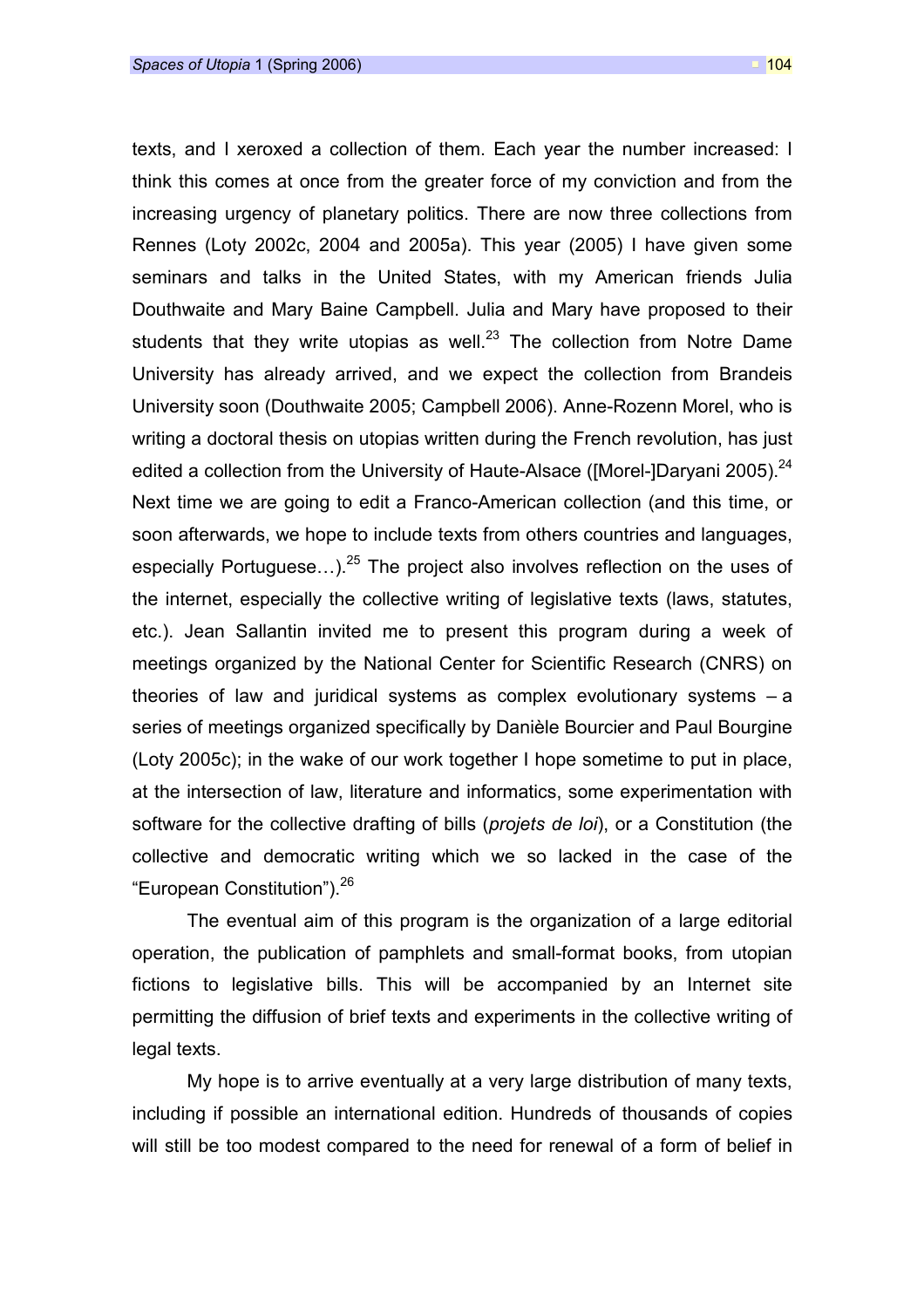texts, and I xeroxed a collection of them. Each year the number increased: I think this comes at once from the greater force of my conviction and from the increasing urgency of planetary politics. There are now three collections from Rennes (Loty 2002c, 2004 and 2005a). This year (2005) I have given some seminars and talks in the United States, with my American friends Julia Douthwaite and Mary Baine Campbell. Julia and Mary have proposed to their students that they write utopias as well.[23] The collection from Notre Dame University has already arrived, and we expect the collection from Brandeis University soon (Douthwaite 2005; Campbell 2006). Anne-Rozenn Morel, who is writing a doctoral thesis on utopias written during the French revolution, has just edited a collection from the University of Haute-Alsace ([Morel-]Daryani 2005).[24] Next time we are going to edit a Franco-American collection (and this time, or soon afterwards, we hope to include texts from others countries and languages, especially Portuguese…).[25] The project also involves reflection on the uses of the internet, especially the collective writing of legislative texts (laws, statutes, etc.). Jean Sallantin invited me to present this program during a week of meetings organized by the National Center for Scientific Research (CNRS) on theories of law and juridical systems as complex evolutionary systems – a series of meetings organized specifically by Danièle Bourcier and Paul Bourgine (Loty 2005c); in the wake of our work together I hope sometime to put in place, at the intersection of law, literature and informatics, some experimentation with software for the collective drafting of bills (*projets de loi*), or a Constitution (the collective and democratic writing which we so lacked in the case of the "European Constitution").[26]

The eventual aim of this program is the organization of a large editorial operation, the publication of pamphlets and small-format books, from utopian fictions to legislative bills. This will be accompanied by an Internet site permitting the diffusion of brief texts and experiments in the collective writing of legal texts.

My hope is to arrive eventually at a very large distribution of many texts, including if possible an international edition. Hundreds of thousands of copies will still be too modest compared to the need for renewal of a form of belief in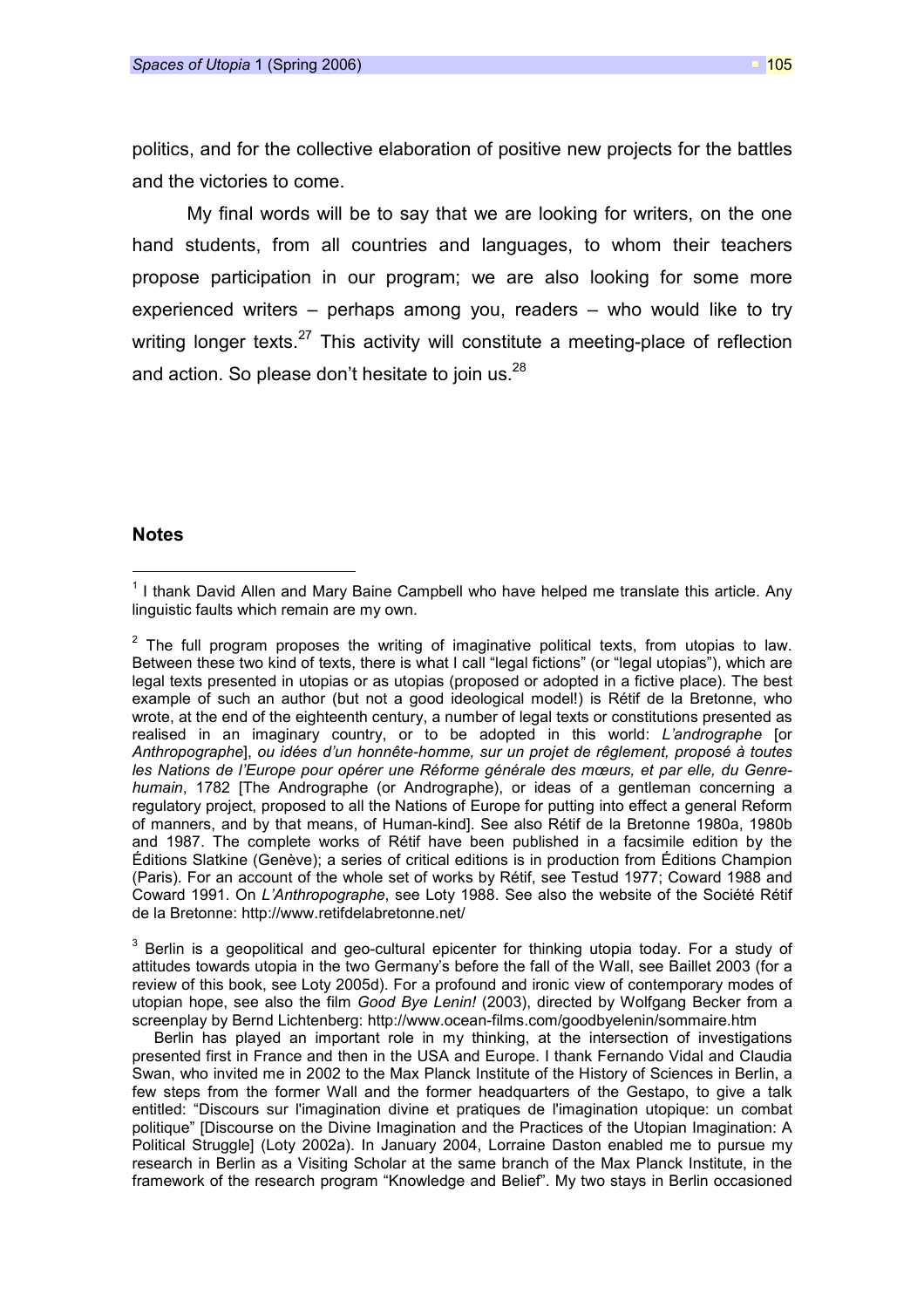politics, and for the collective elaboration of positive new projects for the battles and the victories to come.

My final words will be to say that we are looking for writers, on the one hand students, from all countries and languages, to whom their teachers propose participation in our program; we are also looking for some more experienced writers – perhaps among you, readers – who would like to try writing longer texts.[27] This activity will constitute a meeting-place of reflection and action. So please don't hesitate to join us.[28]

## Notes

[1] I thank David Allen and Mary Baine Campbell who have helped me translate this article. Any linguistic faults which remain are my own.

[2] The full program proposes the writing of imaginative political texts, from utopias to law. Between these two kind of texts, there is what I call "legal fictions" (or "legal utopias"), which are legal texts presented in utopias or as utopias (proposed or adopted in a fictive place). The best example of such an author (but not a good ideological model!) is Rétif de la Bretonne, who wrote, at the end of the eighteenth century, a number of legal texts or constitutions presented as realised in an imaginary country, or to be adopted in this world: *L'andrographe* [or *Anthropographe*], *ou idées d'un honnête-homme, sur un projet de rêglement, proposé à toutes les Nations de l'Europe pour opérer une Réforme générale des mœurs, et par elle, du Genre-humain*, 1782 [The Andrographe (or Andrographe), or ideas of a gentleman concerning a regulatory project, proposed to all the Nations of Europe for putting into effect a general Reform of manners, and by that means, of Human-kind]. See also Rétif de la Bretonne 1980a, 1980b and 1987. The complete works of Rétif have been published in a facsimile edition by the Éditions Slatkine (Genève); a series of critical editions is in production from Éditions Champion (Paris). For an account of the whole set of works by Rétif, see Testud 1977; Coward 1988 and Coward 1991. On *L'Anthropographe*, see Loty 1988. See also the website of the Société Rétif de la Bretonne: http://www.retifdelabretonne.net/

[3] Berlin is a geopolitical and geo-cultural epicenter for thinking utopia today. For a study of attitudes towards utopia in the two Germany's before the fall of the Wall, see Baillet 2003 (for a review of this book, see Loty 2005d). For a profound and ironic view of contemporary modes of utopian hope, see also the film *Good Bye Lenin!* (2003), directed by Wolfgang Becker from a screenplay by Bernd Lichtenberg: http://www.ocean-films.com/goodbyelenin/sommaire.htm

Berlin has played an important role in my thinking, at the intersection of investigations presented first in France and then in the USA and Europe. I thank Fernando Vidal and Claudia Swan, who invited me in 2002 to the Max Planck Institute of the History of Sciences in Berlin, a few steps from the former Wall and the former headquarters of the Gestapo, to give a talk entitled: "Discours sur l'imagination divine et pratiques de l'imagination utopique: un combat politique" [Discourse on the Divine Imagination and the Practices of the Utopian Imagination: A Political Struggle] (Loty 2002a). In January 2004, Lorraine Daston enabled me to pursue my research in Berlin as a Visiting Scholar at the same branch of the Max Planck Institute, in the framework of the research program "Knowledge and Belief". My two stays in Berlin occasioned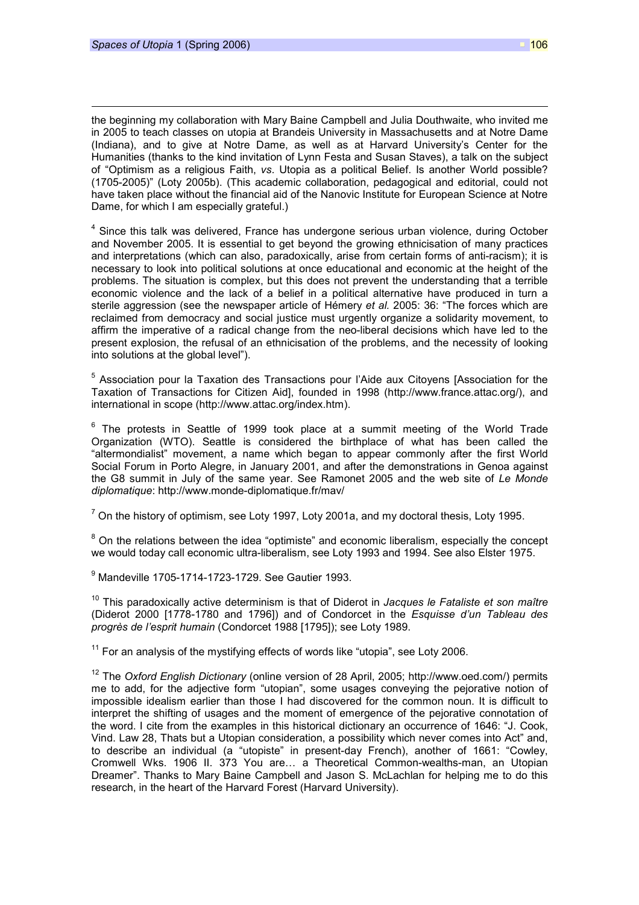the beginning my collaboration with Mary Baine Campbell and Julia Douthwaite, who invited me in 2005 to teach classes on utopia at Brandeis University in Massachusetts and at Notre Dame (Indiana), and to give at Notre Dame, as well as at Harvard University's Center for the Humanities (thanks to the kind invitation of Lynn Festa and Susan Staves), a talk on the subject of "Optimism as a religious Faith, *vs*. Utopia as a political Belief. Is another World possible? (1705-2005)" (Loty 2005b). (This academic collaboration, pedagogical and editorial, could not have taken place without the financial aid of the Nanovic Institute for European Science at Notre Dame, for which I am especially grateful.)

[4] Since this talk was delivered, France has undergone serious urban violence, during October and November 2005. It is essential to get beyond the growing ethnicisation of many practices and interpretations (which can also, paradoxically, arise from certain forms of anti-racism); it is necessary to look into political solutions at once educational and economic at the height of the problems. The situation is complex, but this does not prevent the understanding that a terrible economic violence and the lack of a belief in a political alternative have produced in turn a sterile aggression (see the newspaper article of Hémery *et al.* 2005: 36: "The forces which are reclaimed from democracy and social justice must urgently organize a solidarity movement, to affirm the imperative of a radical change from the neo-liberal decisions which have led to the present explosion, the refusal of an ethnicisation of the problems, and the necessity of looking into solutions at the global level").

[5] Association pour la Taxation des Transactions pour l'Aide aux Citoyens [Association for the Taxation of Transactions for Citizen Aid], founded in 1998 (http://www.france.attac.org/), and international in scope (http://www.attac.org/index.htm).

[6] The protests in Seattle of 1999 took place at a summit meeting of the World Trade Organization (WTO). Seattle is considered the birthplace of what has been called the "altermondialist" movement, a name which began to appear commonly after the first World Social Forum in Porto Alegre, in January 2001, and after the demonstrations in Genoa against the G8 summit in July of the same year. See Ramonet 2005 and the web site of *Le Monde diplomatique*: http://www.monde-diplomatique.fr/mav/

[7] On the history of optimism, see Loty 1997, Loty 2001a, and my doctoral thesis, Loty 1995.

[8] On the relations between the idea "optimiste" and economic liberalism, especially the concept we would today call economic ultra-liberalism, see Loty 1993 and 1994. See also Elster 1975.

[9] Mandeville 1705-1714-1723-1729. See Gautier 1993.

[10] This paradoxically active determinism is that of Diderot in *Jacques le Fataliste et son maître* (Diderot 2000 [1778-1780 and 1796]) and of Condorcet in the *Esquisse d'un Tableau des progrès de l'esprit humain* (Condorcet 1988 [1795]); see Loty 1989.

[11] For an analysis of the mystifying effects of words like "utopia", see Loty 2006.

[12] The *Oxford English Dictionary* (online version of 28 April, 2005; http://www.oed.com/) permits me to add, for the adjective form "utopian", some usages conveying the pejorative notion of impossible idealism earlier than those I had discovered for the common noun. It is difficult to interpret the shifting of usages and the moment of emergence of the pejorative connotation of the word. I cite from the examples in this historical dictionary an occurrence of 1646: "J. Cook, Vind. Law 28, Thats but a Utopian consideration, a possibility which never comes into Act" and, to describe an individual (a "utopiste" in present-day French), another of 1661: "Cowley, Cromwell Wks. 1906 II. 373 You are… a Theoretical Common-wealths-man, an Utopian Dreamer". Thanks to Mary Baine Campbell and Jason S. McLachlan for helping me to do this research, in the heart of the Harvard Forest (Harvard University).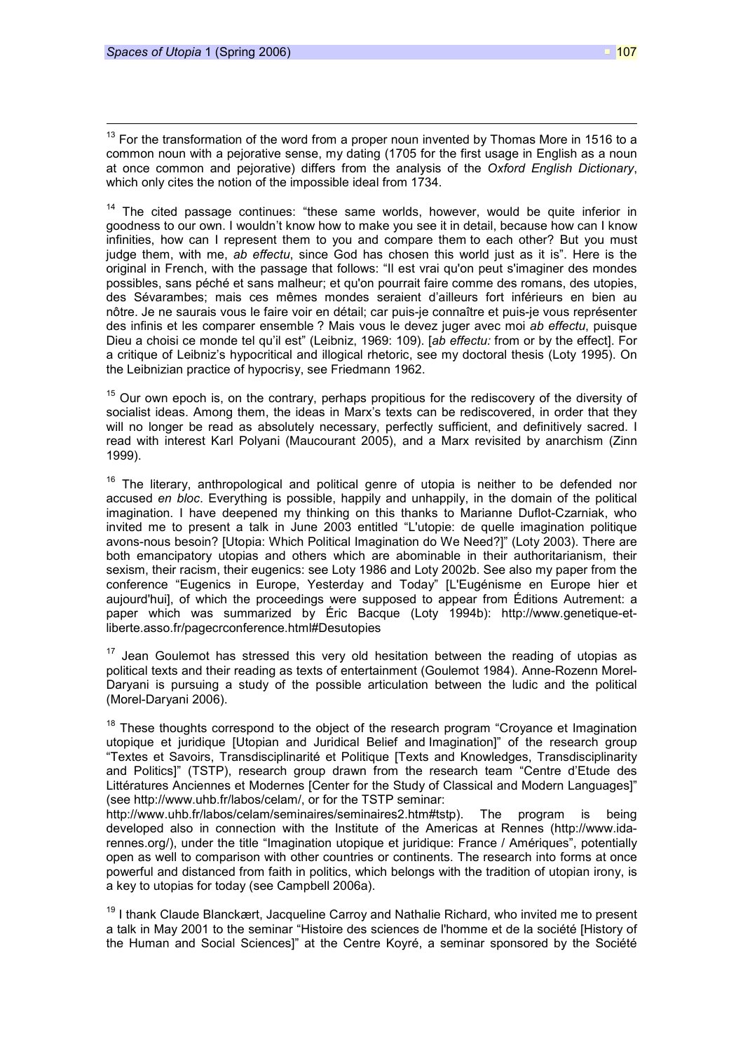[13] For the transformation of the word from a proper noun invented by Thomas More in 1516 to a common noun with a pejorative sense, my dating (1705 for the first usage in English as a noun at once common and pejorative) differs from the analysis of the *Oxford English Dictionary*, which only cites the notion of the impossible ideal from 1734.

[14] The cited passage continues: "these same worlds, however, would be quite inferior in goodness to our own. I wouldn't know how to make you see it in detail, because how can I know infinities, how can I represent them to you and compare them to each other? But you must judge them, with me, *ab effectu*, since God has chosen this world just as it is". Here is the original in French, with the passage that follows: "Il est vrai qu'on peut s'imaginer des mondes possibles, sans péché et sans malheur; et qu'on pourrait faire comme des romans, des utopies, des Sévarambes; mais ces mêmes mondes seraient d'ailleurs fort inférieurs en bien au nôtre. Je ne saurais vous le faire voir en détail; car puis-je connaître et puis-je vous représenter des infinis et les comparer ensemble ? Mais vous le devez juger avec moi *ab effectu*, puisque Dieu a choisi ce monde tel qu'il est" (Leibniz, 1969: 109). [*ab effectu:* from or by the effect]. For a critique of Leibniz's hypocritical and illogical rhetoric, see my doctoral thesis (Loty 1995). On the Leibnizian practice of hypocrisy, see Friedmann 1962.

[15] Our own epoch is, on the contrary, perhaps propitious for the rediscovery of the diversity of socialist ideas. Among them, the ideas in Marx's texts can be rediscovered, in order that they will no longer be read as absolutely necessary, perfectly sufficient, and definitively sacred. I read with interest Karl Polyani (Maucourant 2005), and a Marx revisited by anarchism (Zinn 1999).

[16] The literary, anthropological and political genre of utopia is neither to be defended nor accused *en bloc*. Everything is possible, happily and unhappily, in the domain of the political imagination. I have deepened my thinking on this thanks to Marianne Duflot-Czarniak, who invited me to present a talk in June 2003 entitled "L'utopie: de quelle imagination politique avons-nous besoin? [Utopia: Which Political Imagination do We Need?]" (Loty 2003). There are both emancipatory utopias and others which are abominable in their authoritarianism, their sexism, their racism, their eugenics: see Loty 1986 and Loty 2002b. See also my paper from the conference "Eugenics in Europe, Yesterday and Today" [L'Eugénisme en Europe hier et aujourd'hui], of which the proceedings were supposed to appear from Éditions Autrement: a paper which was summarized by Éric Bacque (Loty 1994b): http://www.genetique-et-liberte.asso.fr/pagecrconference.html#Desutopies

[17] Jean Goulemot has stressed this very old hesitation between the reading of utopias as political texts and their reading as texts of entertainment (Goulemot 1984). Anne-Rozenn Morel-Daryani is pursuing a study of the possible articulation between the ludic and the political (Morel-Daryani 2006).

[18] These thoughts correspond to the object of the research program "Croyance et Imagination utopique et juridique [Utopian and Juridical Belief and Imagination]" of the research group "Textes et Savoirs, Transdisciplinarité et Politique [Texts and Knowledges, Transdisciplinarity and Politics]" (TSTP), research group drawn from the research team "Centre d'Etude des Littératures Anciennes et Modernes [Center for the Study of Classical and Modern Languages]" (see http://www.uhb.fr/labos/celam/, or for the TSTP seminar: http://www.uhb.fr/labos/celam/seminaires/seminaires2.htm#tstp). The program is being developed also in connection with the Institute of the Americas at Rennes (http://www.ida-rennes.org/), under the title "Imagination utopique et juridique: France / Amériques", potentially open as well to comparison with other countries or continents. The research into forms at once powerful and distanced from faith in politics, which belongs with the tradition of utopian irony, is a key to utopias for today (see Campbell 2006a).

[19] I thank Claude Blanckært, Jacqueline Carroy and Nathalie Richard, who invited me to present a talk in May 2001 to the seminar "Histoire des sciences de l'homme et de la société [History of the Human and Social Sciences]" at the Centre Koyré, a seminar sponsored by the Société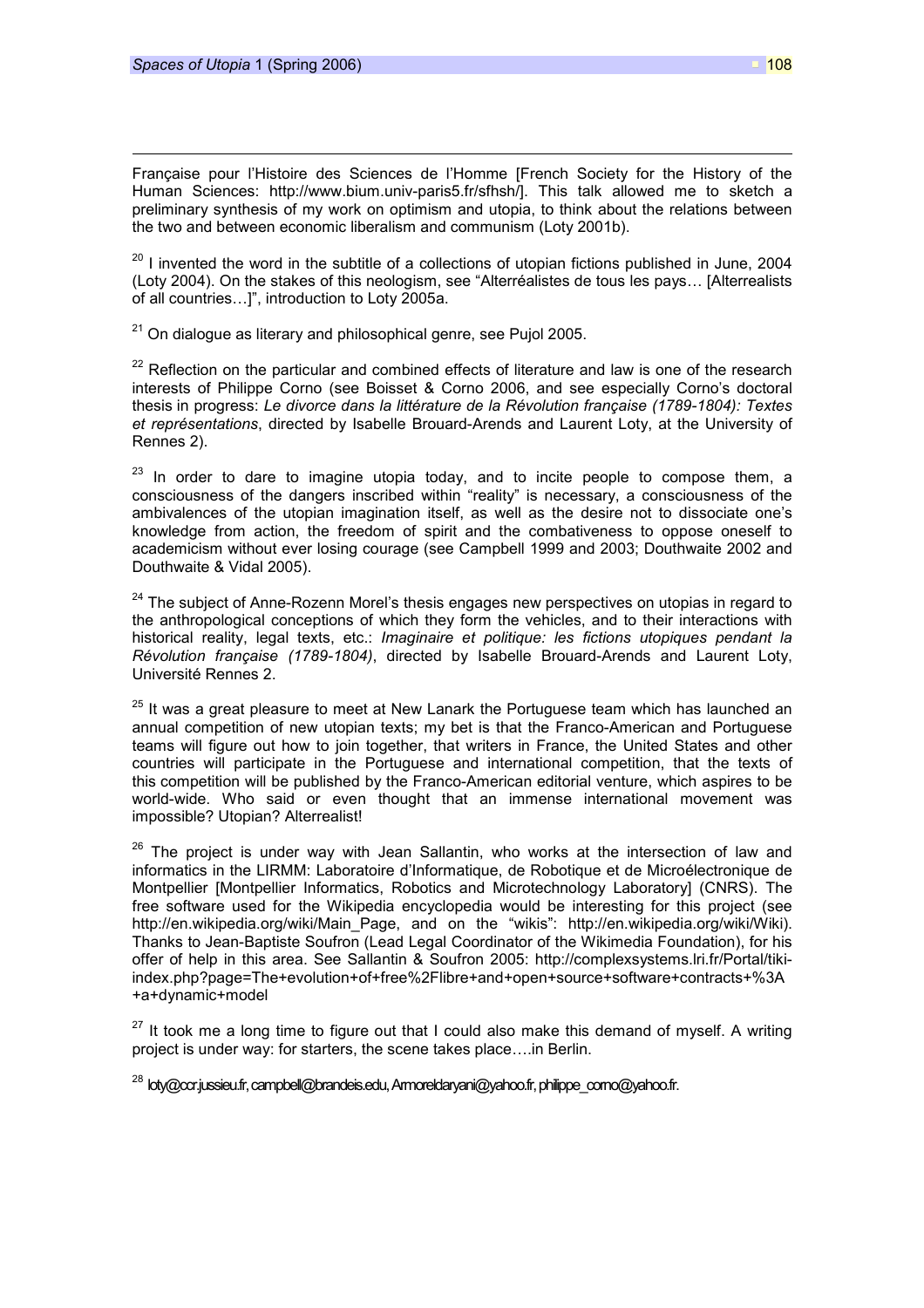Française pour l'Histoire des Sciences de l'Homme [French Society for the History of the Human Sciences: http://www.bium.univ-paris5.fr/sfhsh/]. This talk allowed me to sketch a preliminary synthesis of my work on optimism and utopia, to think about the relations between the two and between economic liberalism and communism (Loty 2001b).

[20] I invented the word in the subtitle of a collections of utopian fictions published in June, 2004 (Loty 2004). On the stakes of this neologism, see "Alterréalistes de tous les pays… [Alterrealists of all countries…]", introduction to Loty 2005a.

[21] On dialogue as literary and philosophical genre, see Pujol 2005.

[22] Reflection on the particular and combined effects of literature and law is one of the research interests of Philippe Corno (see Boisset & Corno 2006, and see especially Corno's doctoral thesis in progress: *Le divorce dans la littérature de la Révolution française (1789-1804): Textes et représentations*, directed by Isabelle Brouard-Arends and Laurent Loty, at the University of Rennes 2).

[23] In order to dare to imagine utopia today, and to incite people to compose them, a consciousness of the dangers inscribed within "reality" is necessary, a consciousness of the ambivalences of the utopian imagination itself, as well as the desire not to dissociate one's knowledge from action, the freedom of spirit and the combativeness to oppose oneself to academicism without ever losing courage (see Campbell 1999 and 2003; Douthwaite 2002 and Douthwaite & Vidal 2005).

[24] The subject of Anne-Rozenn Morel's thesis engages new perspectives on utopias in regard to the anthropological conceptions of which they form the vehicles, and to their interactions with historical reality, legal texts, etc.: *Imaginaire et politique: les fictions utopiques pendant la Révolution française (1789-1804)*, directed by Isabelle Brouard-Arends and Laurent Loty, Université Rennes 2.

[25] It was a great pleasure to meet at New Lanark the Portuguese team which has launched an annual competition of new utopian texts; my bet is that the Franco-American and Portuguese teams will figure out how to join together, that writers in France, the United States and other countries will participate in the Portuguese and international competition, that the texts of this competition will be published by the Franco-American editorial venture, which aspires to be world-wide. Who said or even thought that an immense international movement was impossible? Utopian? Alterrealist!

[26] The project is under way with Jean Sallantin, who works at the intersection of law and informatics in the LIRMM: Laboratoire d'Informatique, de Robotique et de Microélectronique de Montpellier [Montpellier Informatics, Robotics and Microtechnology Laboratory] (CNRS). The free software used for the Wikipedia encyclopedia would be interesting for this project (see http://en.wikipedia.org/wiki/Main_Page, and on the "wikis": http://en.wikipedia.org/wiki/Wiki). Thanks to Jean-Baptiste Soufron (Lead Legal Coordinator of the Wikimedia Foundation), for his offer of help in this area. See Sallantin & Soufron 2005: http://complexsystems.lri.fr/Portal/tiki-index.php?page=The+evolution+of+free%2Flibre+and+open+source+software+contracts+%3A+a+dynamic+model

[27] It took me a long time to figure out that I could also make this demand of myself. A writing project is under way: for starters, the scene takes place….in Berlin.

[28] loty@ccr.jussieu.fr, campbell@brandeis.edu, Armoreldaryani@yahoo.fr, philippe_corno@yahoo.fr.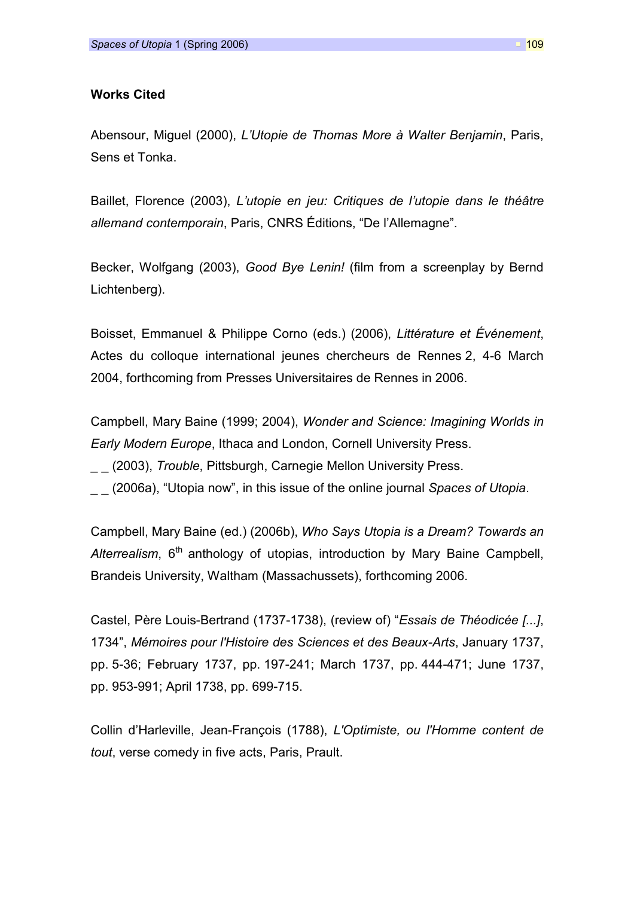**Works Cited**

Abensour, Miguel (2000), *L'Utopie de Thomas More à Walter Benjamin*, Paris, Sens et Tonka.

Baillet, Florence (2003), *L'utopie en jeu: Critiques de l'utopie dans le théâtre allemand contemporain*, Paris, CNRS Éditions, "De l'Allemagne".

Becker, Wolfgang (2003), *Good Bye Lenin!* (film from a screenplay by Bernd Lichtenberg).

Boisset, Emmanuel & Philippe Corno (eds.) (2006), *Littérature et Événement*, Actes du colloque international jeunes chercheurs de Rennes 2, 4-6 March 2004, forthcoming from Presses Universitaires de Rennes in 2006.

Campbell, Mary Baine (1999; 2004), *Wonder and Science: Imagining Worlds in Early Modern Europe*, Ithaca and London, Cornell University Press.
_ _ (2003), *Trouble*, Pittsburgh, Carnegie Mellon University Press.
_ _ (2006a), "Utopia now", in this issue of the online journal *Spaces of Utopia*.

Campbell, Mary Baine (ed.) (2006b), *Who Says Utopia is a Dream? Towards an Alterrealism*, 6th anthology of utopias, introduction by Mary Baine Campbell, Brandeis University, Waltham (Massachussets), forthcoming 2006.

Castel, Père Louis-Bertrand (1737-1738), (review of) "*Essais de Théodicée [...]*, 1734", *Mémoires pour l'Histoire des Sciences et des Beaux-Arts*, January 1737, pp. 5-36; February 1737, pp. 197-241; March 1737, pp. 444-471; June 1737, pp. 953-991; April 1738, pp. 699-715.

Collin d'Harleville, Jean-François (1788), *L'Optimiste, ou l'Homme content de tout*, verse comedy in five acts, Paris, Prault.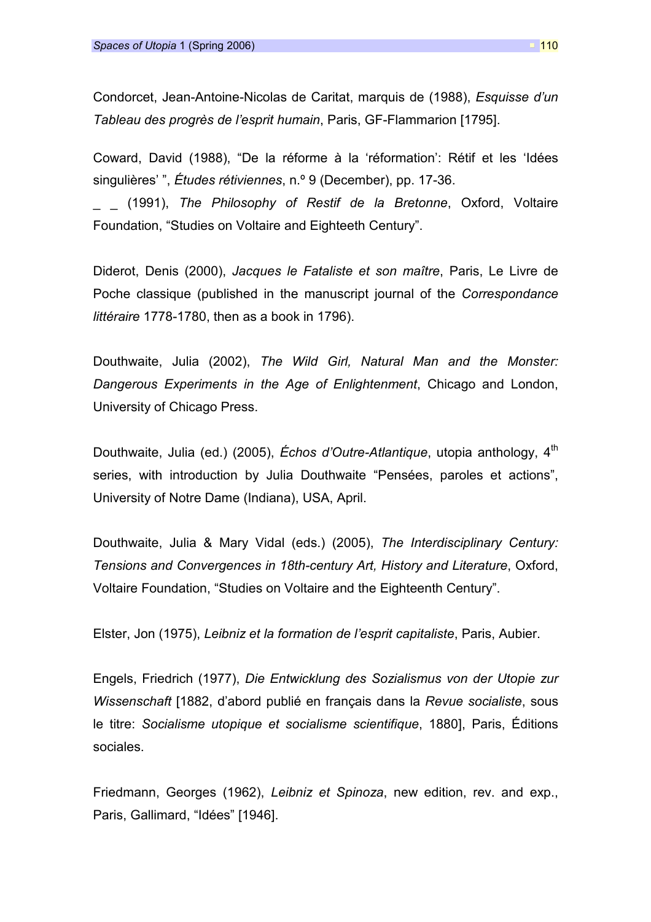Condorcet, Jean-Antoine-Nicolas de Caritat, marquis de (1988), *Esquisse d'un Tableau des progrès de l'esprit humain*, Paris, GF-Flammarion [1795].

Coward, David (1988), "De la réforme à la 'réformation': Rétif et les 'Idées singulières' ", *Études rétiviennes*, n.º 9 (December), pp. 17-36.
_ _ (1991), *The Philosophy of Restif de la Bretonne*, Oxford, Voltaire Foundation, "Studies on Voltaire and Eighteeth Century".

Diderot, Denis (2000), *Jacques le Fataliste et son maître*, Paris, Le Livre de Poche classique (published in the manuscript journal of the *Correspondance littéraire* 1778-1780, then as a book in 1796).

Douthwaite, Julia (2002), *The Wild Girl, Natural Man and the Monster: Dangerous Experiments in the Age of Enlightenment*, Chicago and London, University of Chicago Press.

Douthwaite, Julia (ed.) (2005), *Échos d'Outre-Atlantique*, utopia anthology, 4th series, with introduction by Julia Douthwaite "Pensées, paroles et actions", University of Notre Dame (Indiana), USA, April.

Douthwaite, Julia & Mary Vidal (eds.) (2005), *The Interdisciplinary Century: Tensions and Convergences in 18th-century Art, History and Literature*, Oxford, Voltaire Foundation, "Studies on Voltaire and the Eighteenth Century".

Elster, Jon (1975), *Leibniz et la formation de l'esprit capitaliste*, Paris, Aubier.

Engels, Friedrich (1977), *Die Entwicklung des Sozialismus von der Utopie zur Wissenschaft* [1882, d'abord publié en français dans la *Revue socialiste*, sous le titre: *Socialisme utopique et socialisme scientifique*, 1880], Paris, Éditions sociales.

Friedmann, Georges (1962), *Leibniz et Spinoza*, new edition, rev. and exp., Paris, Gallimard, "Idées" [1946].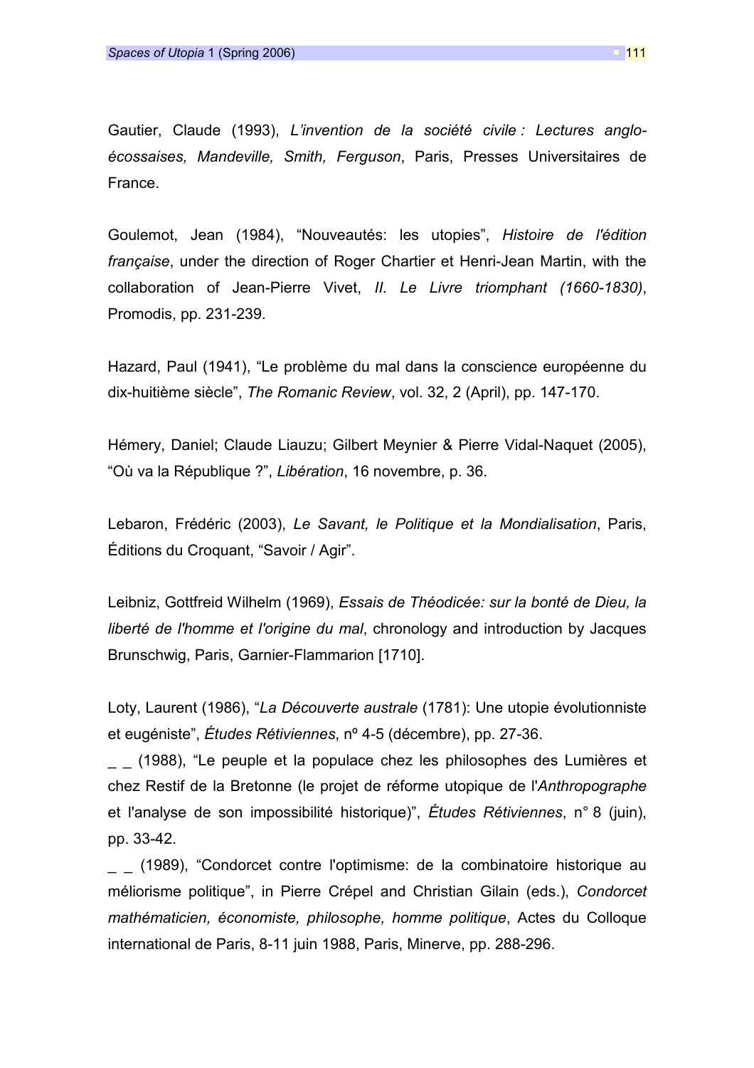Gautier, Claude (1993), *L'invention de la société civile : Lectures anglo-écossaises, Mandeville, Smith, Ferguson*, Paris, Presses Universitaires de France.

Goulemot, Jean (1984), "Nouveautés: les utopies", *Histoire de l'édition française*, under the direction of Roger Chartier et Henri-Jean Martin, with the collaboration of Jean-Pierre Vivet, *II. Le Livre triomphant (1660-1830)*, Promodis, pp. 231-239.

Hazard, Paul (1941), "Le problème du mal dans la conscience européenne du dix-huitième siècle", *The Romanic Review*, vol. 32, 2 (April), pp. 147-170.

Hémery, Daniel; Claude Liauzu; Gilbert Meynier & Pierre Vidal-Naquet (2005), "Où va la République ?", *Libération*, 16 novembre, p. 36.

Lebaron, Frédéric (2003), *Le Savant, le Politique et la Mondialisation*, Paris, Éditions du Croquant, "Savoir / Agir".

Leibniz, Gottfreid Wilhelm (1969), *Essais de Théodicée: sur la bonté de Dieu, la liberté de l'homme et l'origine du mal*, chronology and introduction by Jacques Brunschwig, Paris, Garnier-Flammarion [1710].

Loty, Laurent (1986), "*La Découverte australe* (1781): Une utopie évolutionniste et eugéniste", *Études Rétiviennes*, nº 4-5 (décembre), pp. 27-36.

_ _ (1988), "Le peuple et la populace chez les philosophes des Lumières et chez Restif de la Bretonne (le projet de réforme utopique de l'*Anthropographe* et l'analyse de son impossibilité historique)", *Études Rétiviennes*, n° 8 (juin), pp. 33-42.

_ _ (1989), "Condorcet contre l'optimisme: de la combinatoire historique au méliorisme politique", in Pierre Crépel and Christian Gilain (eds.), *Condorcet mathématicien, économiste, philosophe, homme politique*, Actes du Colloque international de Paris, 8-11 juin 1988, Paris, Minerve, pp. 288-296.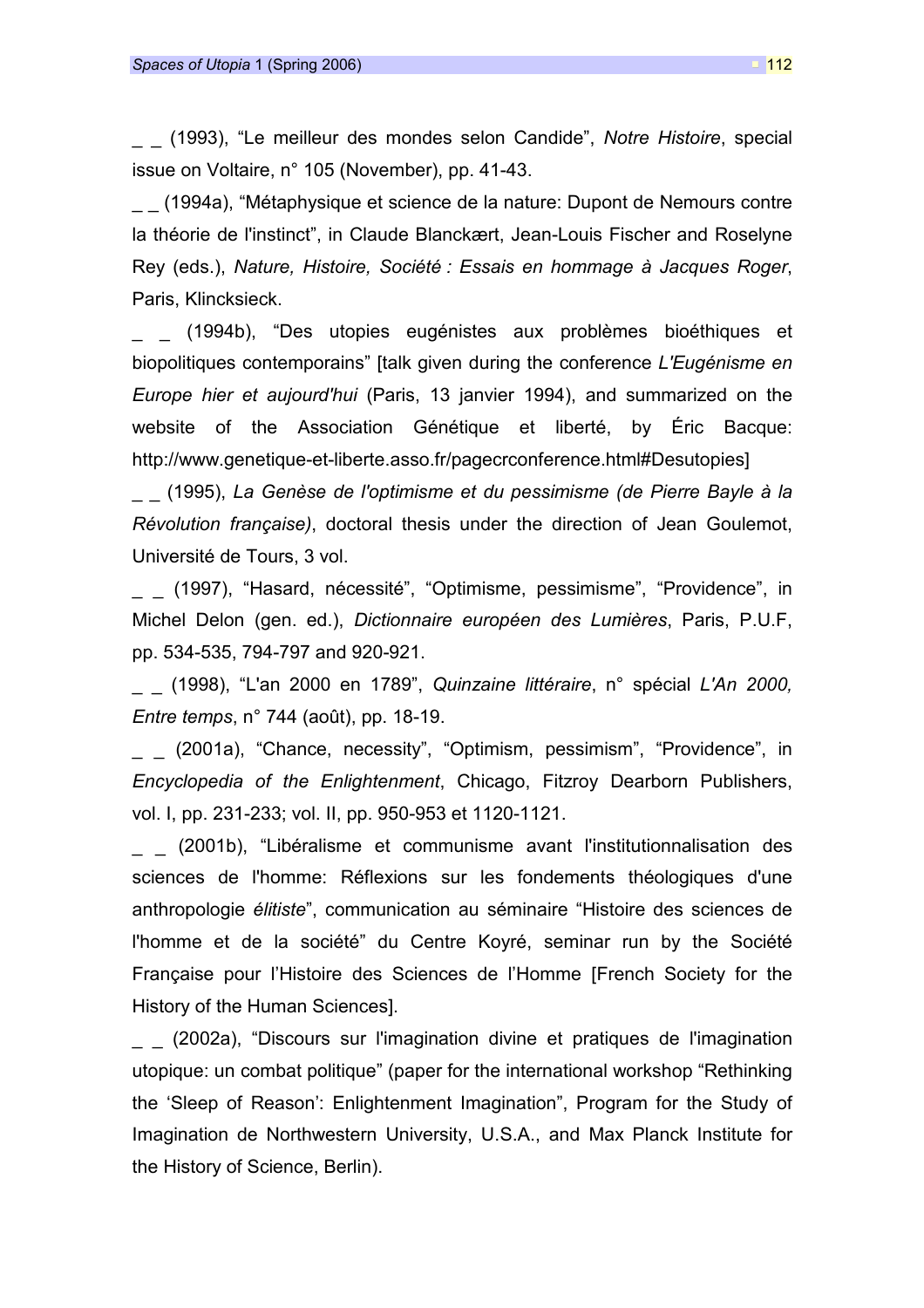_ _ (1993), “Le meilleur des mondes selon Candide”, *Notre Histoire*, special issue on Voltaire, n° 105 (November), pp. 41-43.

_ _ (1994a), “Métaphysique et science de la nature: Dupont de Nemours contre la théorie de l'instinct”, in Claude Blanckært, Jean-Louis Fischer and Roselyne Rey (eds.), *Nature, Histoire, Société : Essais en hommage à Jacques Roger*, Paris, Klincksieck.

_ _ (1994b), “Des utopies eugénistes aux problèmes bioéthiques et biopolitiques contemporains” [talk given during the conference *L'Eugénisme en Europe hier et aujourd'hui* (Paris, 13 janvier 1994), and summarized on the website of the Association Génétique et liberté, by Éric Bacque: http://www.genetique-et-liberte.asso.fr/pagecrconference.html#Desutopies]

_ _ (1995), *La Genèse de l'optimisme et du pessimisme (de Pierre Bayle à la Révolution française)*, doctoral thesis under the direction of Jean Goulemot, Université de Tours, 3 vol.

_ _ (1997), “Hasard, nécessité”, “Optimisme, pessimisme”, “Providence”, in Michel Delon (gen. ed.), *Dictionnaire européen des Lumières*, Paris, P.U.F, pp. 534-535, 794-797 and 920-921.

_ _ (1998), “L'an 2000 en 1789”, *Quinzaine littéraire*, n° spécial *L'An 2000, Entre temps*, n° 744 (août), pp. 18-19.

_ _ (2001a), “Chance, necessity”, “Optimism, pessimism”, “Providence”, in *Encyclopedia of the Enlightenment*, Chicago, Fitzroy Dearborn Publishers, vol. I, pp. 231-233; vol. II, pp. 950-953 et 1120-1121.

_ _ (2001b), “Libéralisme et communisme avant l'institutionnalisation des sciences de l'homme: Réflexions sur les fondements théologiques d'une anthropologie *élitiste*”, communication au séminaire “Histoire des sciences de l'homme et de la société” du Centre Koyré, seminar run by the Société Française pour l'Histoire des Sciences de l'Homme [French Society for the History of the Human Sciences].

_ _ (2002a), “Discours sur l'imagination divine et pratiques de l'imagination utopique: un combat politique” (paper for the international workshop “Rethinking the ‘Sleep of Reason’: Enlightenment Imagination”, Program for the Study of Imagination de Northwestern University, U.S.A., and Max Planck Institute for the History of Science, Berlin).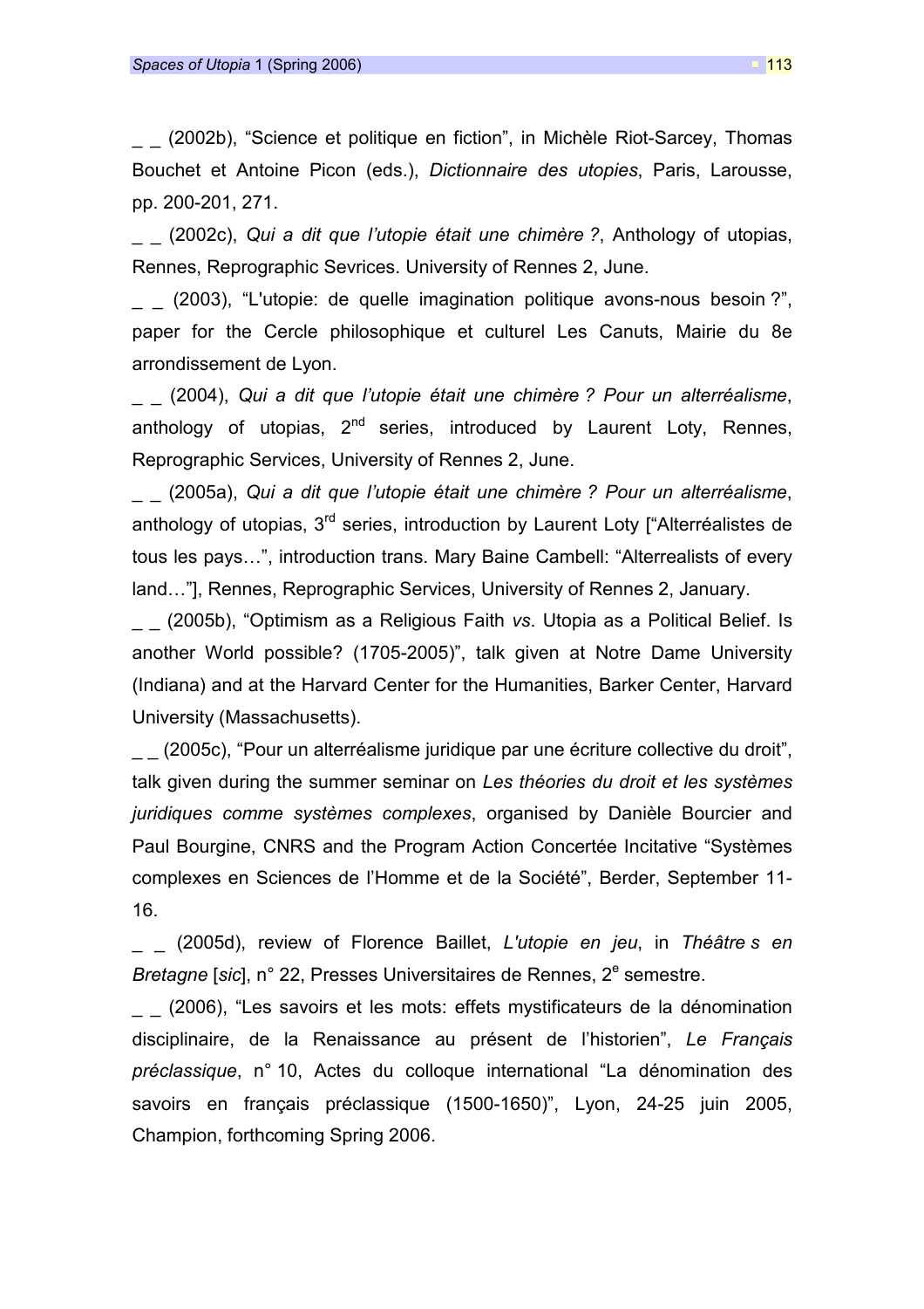_ _ (2002b), “Science et politique en fiction”, in Michèle Riot-Sarcey, Thomas Bouchet et Antoine Picon (eds.), *Dictionnaire des utopies*, Paris, Larousse, pp. 200-201, 271.

_ _ (2002c), *Qui a dit que l’utopie était une chimère ?*, Anthology of utopias, Rennes, Reprographic Sevrices. University of Rennes 2, June.

_ _ (2003), “L'utopie: de quelle imagination politique avons-nous besoin ?”, paper for the Cercle philosophique et culturel Les Canuts, Mairie du 8e arrondissement de Lyon.

_ _ (2004), *Qui a dit que l’utopie était une chimère ? Pour un alterréalisme*, anthology of utopias, 2nd series, introduced by Laurent Loty, Rennes, Reprographic Services, University of Rennes 2, June.

_ _ (2005a), *Qui a dit que l’utopie était une chimère ? Pour un alterréalisme*, anthology of utopias, 3rd series, introduction by Laurent Loty [“Alterréalistes de tous les pays…”, introduction trans. Mary Baine Cambell: “Alterrealists of every land…”], Rennes, Reprographic Services, University of Rennes 2, January.

_ _ (2005b), “Optimism as a Religious Faith *vs*. Utopia as a Political Belief. Is another World possible? (1705-2005)”, talk given at Notre Dame University (Indiana) and at the Harvard Center for the Humanities, Barker Center, Harvard University (Massachusetts).

_ _ (2005c), “Pour un alterréalisme juridique par une écriture collective du droit”, talk given during the summer seminar on *Les théories du droit et les systèmes juridiques comme systèmes complexes*, organised by Danièle Bourcier and Paul Bourgine, CNRS and the Program Action Concertée Incitative “Systèmes complexes en Sciences de l’Homme et de la Société”, Berder, September 11-16.

_ _ (2005d), review of Florence Baillet, *L'utopie en jeu*, in *Théâtre s en Bretagne* [*sic*], n° 22, Presses Universitaires de Rennes, 2e semestre.

_ _ (2006), “Les savoirs et les mots: effets mystificateurs de la dénomination disciplinaire, de la Renaissance au présent de l’historien”, *Le Français préclassique*, n° 10, Actes du colloque international “La dénomination des savoirs en français préclassique (1500-1650)”, Lyon, 24-25 juin 2005, Champion, forthcoming Spring 2006.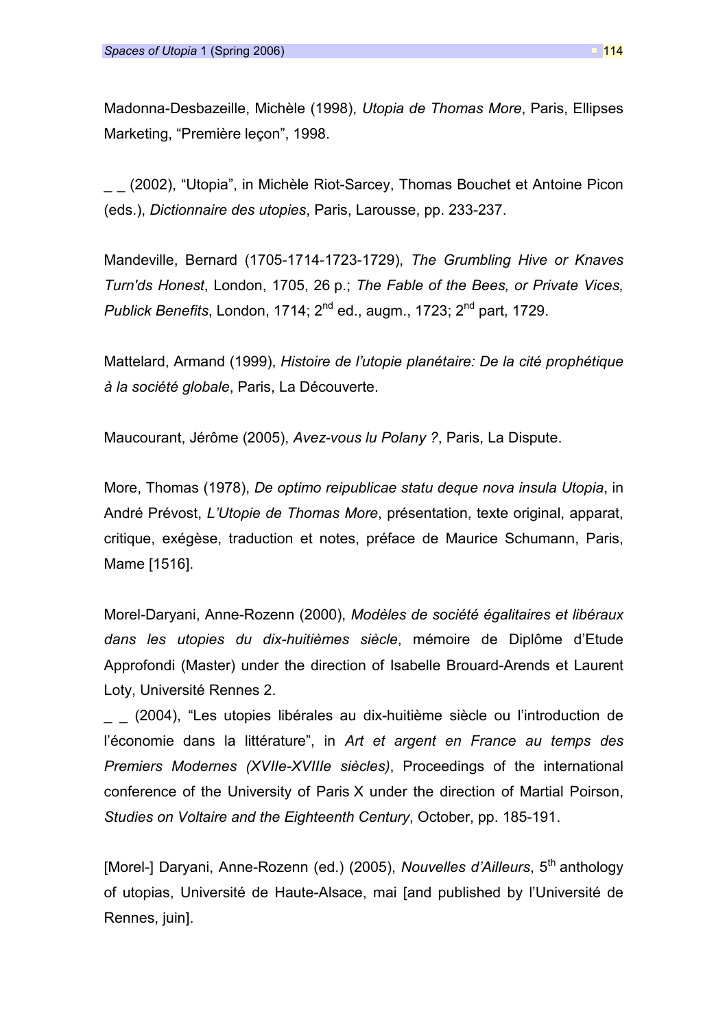Madonna-Desbazeille, Michèle (1998), *Utopia de Thomas More*, Paris, Ellipses Marketing, "Première leçon", 1998.

_ _ (2002), "Utopia", in Michèle Riot-Sarcey, Thomas Bouchet et Antoine Picon (eds.), *Dictionnaire des utopies*, Paris, Larousse, pp. 233-237.

Mandeville, Bernard (1705-1714-1723-1729), *The Grumbling Hive or Knaves Turn'ds Honest*, London, 1705, 26 p.; *The Fable of the Bees, or Private Vices, Publick Benefits*, London, 1714; 2nd ed., augm., 1723; 2nd part, 1729.

Mattelard, Armand (1999), *Histoire de l'utopie planétaire: De la cité prophétique à la société globale*, Paris, La Découverte.

Maucourant, Jérôme (2005), *Avez-vous lu Polany ?*, Paris, La Dispute.

More, Thomas (1978), *De optimo reipublicae statu deque nova insula Utopia*, in André Prévost, *L'Utopie de Thomas More*, présentation, texte original, apparat, critique, exégèse, traduction et notes, préface de Maurice Schumann, Paris, Mame [1516].

Morel-Daryani, Anne-Rozenn (2000), *Modèles de société égalitaires et libéraux dans les utopies du dix-huitièmes siècle*, mémoire de Diplôme d'Etude Approfondi (Master) under the direction of Isabelle Brouard-Arends et Laurent Loty, Université Rennes 2.

_ _ (2004), "Les utopies libérales au dix-huitième siècle ou l'introduction de l'économie dans la littérature", in *Art et argent en France au temps des Premiers Modernes (XVIIe-XVIIIe siècles)*, Proceedings of the international conference of the University of Paris X under the direction of Martial Poirson, *Studies on Voltaire and the Eighteenth Century*, October, pp. 185-191.

[Morel-] Daryani, Anne-Rozenn (ed.) (2005), *Nouvelles d'Ailleurs*, 5th anthology of utopias, Université de Haute-Alsace, mai [and published by l'Université de Rennes, juin].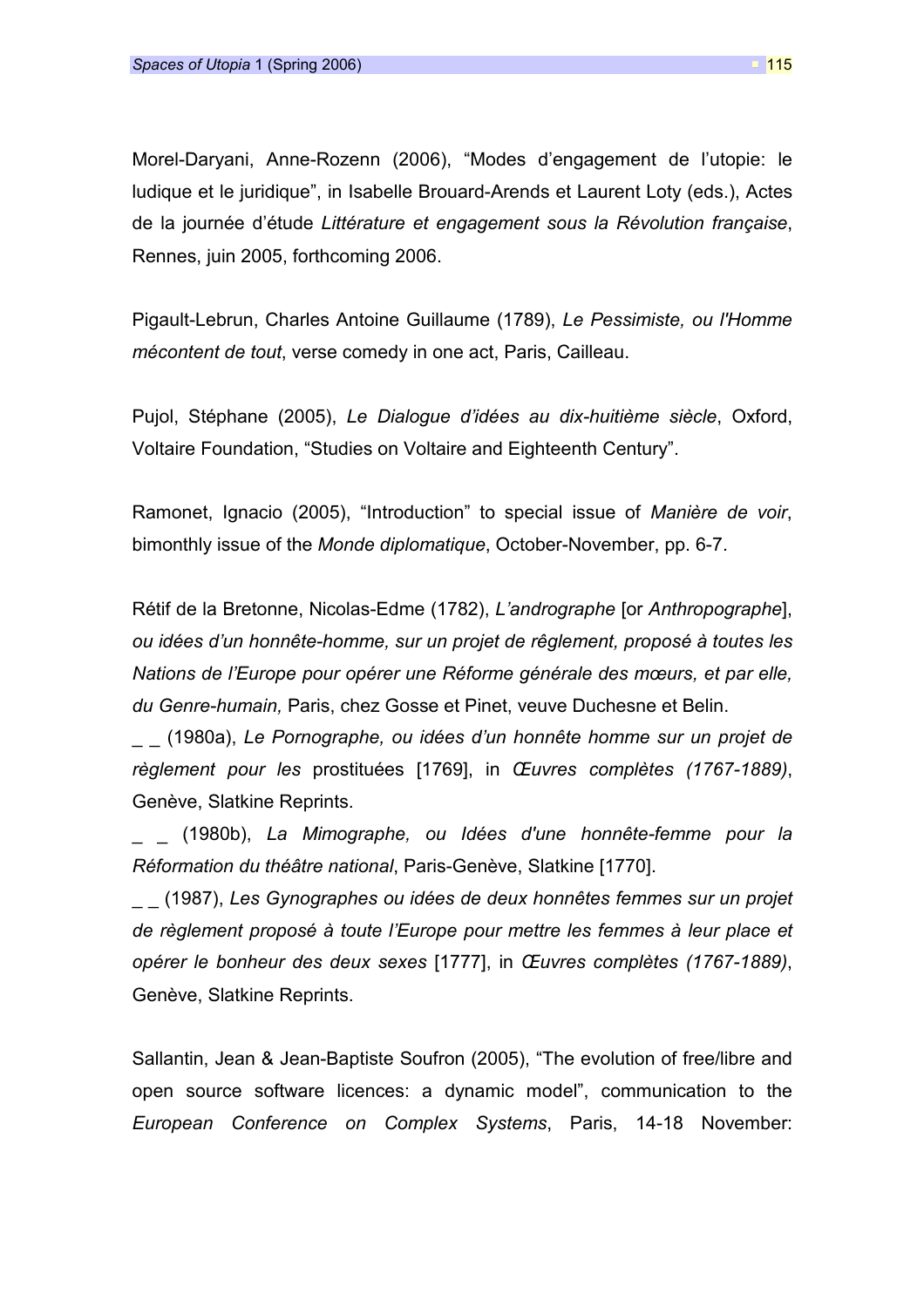Morel-Daryani, Anne-Rozenn (2006), “Modes d’engagement de l’utopie: le ludique et le juridique”, in Isabelle Brouard-Arends et Laurent Loty (eds.), Actes de la journée d’étude *Littérature et engagement sous la Révolution française*, Rennes, juin 2005, forthcoming 2006.

Pigault-Lebrun, Charles Antoine Guillaume (1789), *Le Pessimiste, ou l'Homme mécontent de tout*, verse comedy in one act, Paris, Cailleau.

Pujol, Stéphane (2005), *Le Dialogue d’idées au dix-huitième siècle*, Oxford, Voltaire Foundation, “Studies on Voltaire and Eighteenth Century”.

Ramonet, Ignacio (2005), “Introduction” to special issue of *Manière de voir*, bimonthly issue of the *Monde diplomatique*, October-November, pp. 6-7.

Rétif de la Bretonne, Nicolas-Edme (1782), *L’andrographe* [or *Anthropographe*], *ou idées d’un honnête-homme, sur un projet de rêglement, proposé à toutes les Nations de l’Europe pour opérer une Réforme générale des mœurs, et par elle, du Genre-humain,* Paris, chez Gosse et Pinet, veuve Duchesne et Belin.

_ _ (1980a), *Le Pornographe, ou idées d’un honnête homme sur un projet de règlement pour les* prostituées [1769], in *Œuvres complètes (1767-1889)*, Genève, Slatkine Reprints.

_ _ (1980b), *La Mimographe, ou Idées d'une honnête-femme pour la Réformation du théâtre national*, Paris-Genève, Slatkine [1770].

_ _ (1987), *Les Gynographes ou idées de deux honnêtes femmes sur un projet de règlement proposé à toute l’Europe pour mettre les femmes à leur place et opérer le bonheur des deux sexes* [1777], in *Œuvres complètes (1767-1889)*, Genève, Slatkine Reprints.

Sallantin, Jean & Jean-Baptiste Soufron (2005), “The evolution of free/libre and open source software licences: a dynamic model”, communication to the *European Conference on Complex Systems*, Paris, 14-18 November: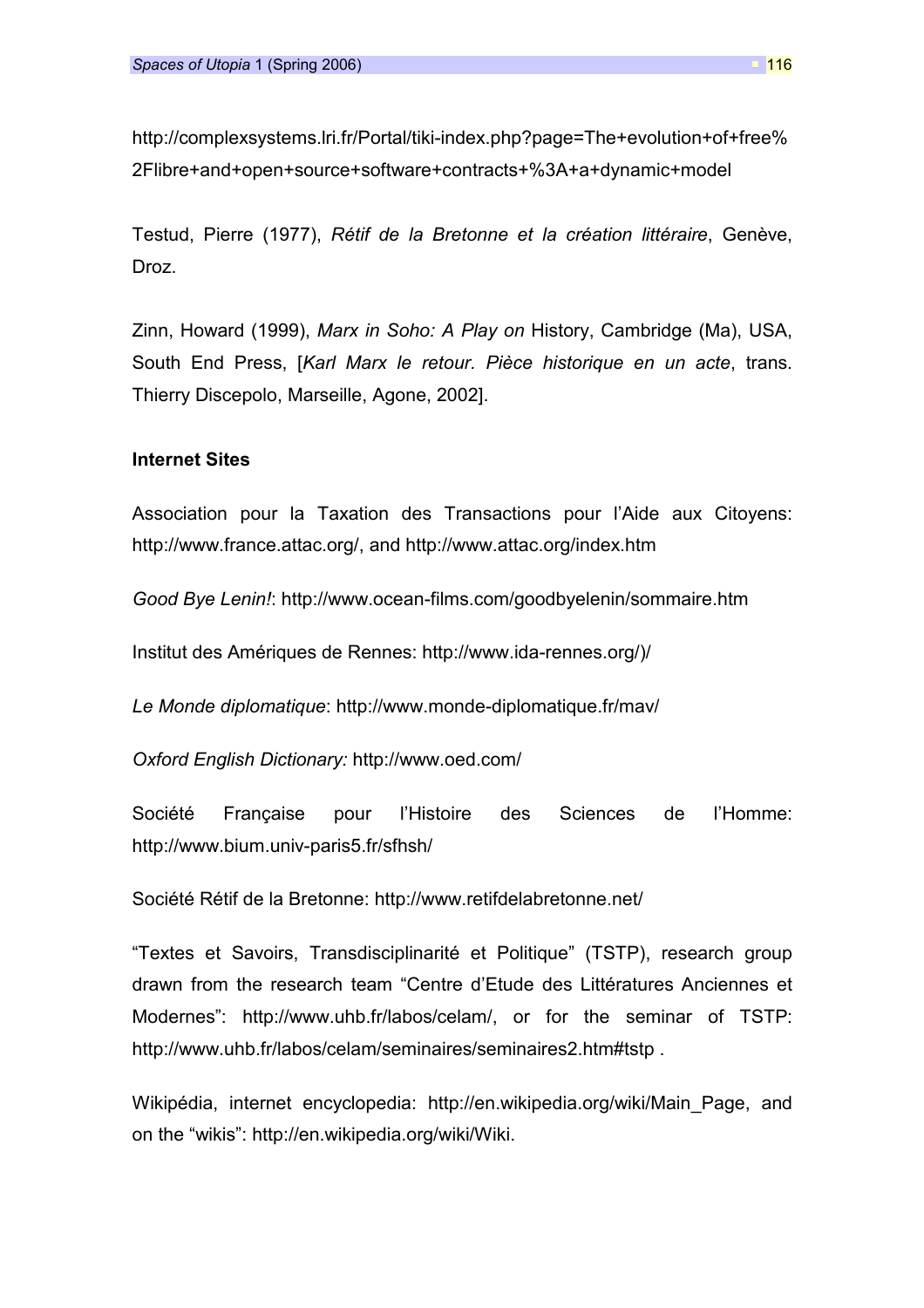http://complexsystems.lri.fr/Portal/tiki-index.php?page=The+evolution+of+free%2Flibre+and+open+source+software+contracts+%3A+a+dynamic+model

Testud, Pierre (1977), *Rétif de la Bretonne et la création littéraire*, Genève, Droz.

Zinn, Howard (1999), *Marx in Soho: A Play on* History, Cambridge (Ma), USA, South End Press, [*Karl Marx le retour. Pièce historique en un acte*, trans. Thierry Discepolo, Marseille, Agone, 2002].

**Internet Sites**

Association pour la Taxation des Transactions pour l'Aide aux Citoyens: http://www.france.attac.org/, and http://www.attac.org/index.htm

*Good Bye Lenin!*: http://www.ocean-films.com/goodbyelenin/sommaire.htm

Institut des Amériques de Rennes: http://www.ida-rennes.org/)/

*Le Monde diplomatique*: http://www.monde-diplomatique.fr/mav/

*Oxford English Dictionary:* http://www.oed.com/

Société Française pour l'Histoire des Sciences de l'Homme: http://www.bium.univ-paris5.fr/sfhsh/

Société Rétif de la Bretonne: http://www.retifdelabretonne.net/

"Textes et Savoirs, Transdisciplinarité et Politique" (TSTP), research group drawn from the research team "Centre d'Etude des Littératures Anciennes et Modernes": http://www.uhb.fr/labos/celam/, or for the seminar of TSTP: http://www.uhb.fr/labos/celam/seminaires/seminaires2.htm#tstp .

Wikipédia, internet encyclopedia: http://en.wikipedia.org/wiki/Main_Page, and on the "wikis": http://en.wikipedia.org/wiki/Wiki.